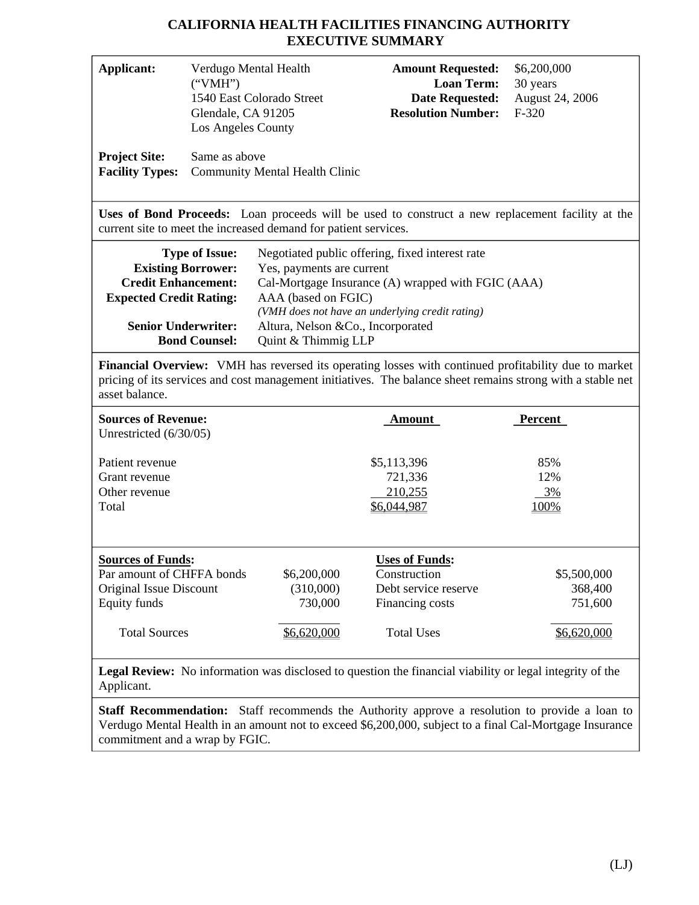# CALIFORNIA HEALTH FACILITIES FINANCING AUTHORITY
## EXECUTIVE SUMMARY

| | | | |
|---|---|---|---|
| **Applicant:** | Verdugo Mental Health ("VMH") 1540 East Colorado Street Glendale, CA 91205 Los Angeles County | **Amount Requested:** | $6,200,000 |
| | | **Loan Term:** | 30 years |
| | | **Date Requested:** | August 24, 2006 |
| | | **Resolution Number:** | F-320 |

**Project Site:** Same as above
**Facility Types:** Community Mental Health Clinic

**Uses of Bond Proceeds:** Loan proceeds will be used to construct a new replacement facility at the current site to meet the increased demand for patient services.

**Type of Issue:** Negotiated public offering, fixed interest rate
**Existing Borrower:** Yes, payments are current
**Credit Enhancement:** Cal-Mortgage Insurance (A) wrapped with FGIC (AAA)
**Expected Credit Rating:** AAA (based on FGIC)
*(VMH does not have an underlying credit rating)*
**Senior Underwriter:** Altura, Nelson &Co., Incorporated
**Bond Counsel:** Quint & Thimmig LLP

**Financial Overview:** VMH has reversed its operating losses with continued profitability due to market pricing of its services and cost management initiatives. The balance sheet remains strong with a stable net asset balance.

| **Sources of Revenue:** Unrestricted (6/30/05) | Amount | Percent |
|---|---|---|
| Patient revenue | $5,113,396 | 85% |
| Grant revenue | 721,336 | 12% |
| Other revenue | 210,255 | 3% |
| Total | $6,044,987 | 100% |

| **Sources of Funds:** | | **Uses of Funds:** | |
|---|---|---|---|
| Par amount of CHFFA bonds | $6,200,000 | Construction | $5,500,000 |
| Original Issue Discount | (310,000) | Debt service reserve | 368,400 |
| Equity funds | 730,000 | Financing costs | 751,600 |
| Total Sources | $6,620,000 | Total Uses | $6,620,000 |

**Legal Review:** No information was disclosed to question the financial viability or legal integrity of the Applicant.

**Staff Recommendation:** Staff recommends the Authority approve a resolution to provide a loan to Verdugo Mental Health in an amount not to exceed $6,200,000, subject to a final Cal-Mortgage Insurance commitment and a wrap by FGIC.

(LJ)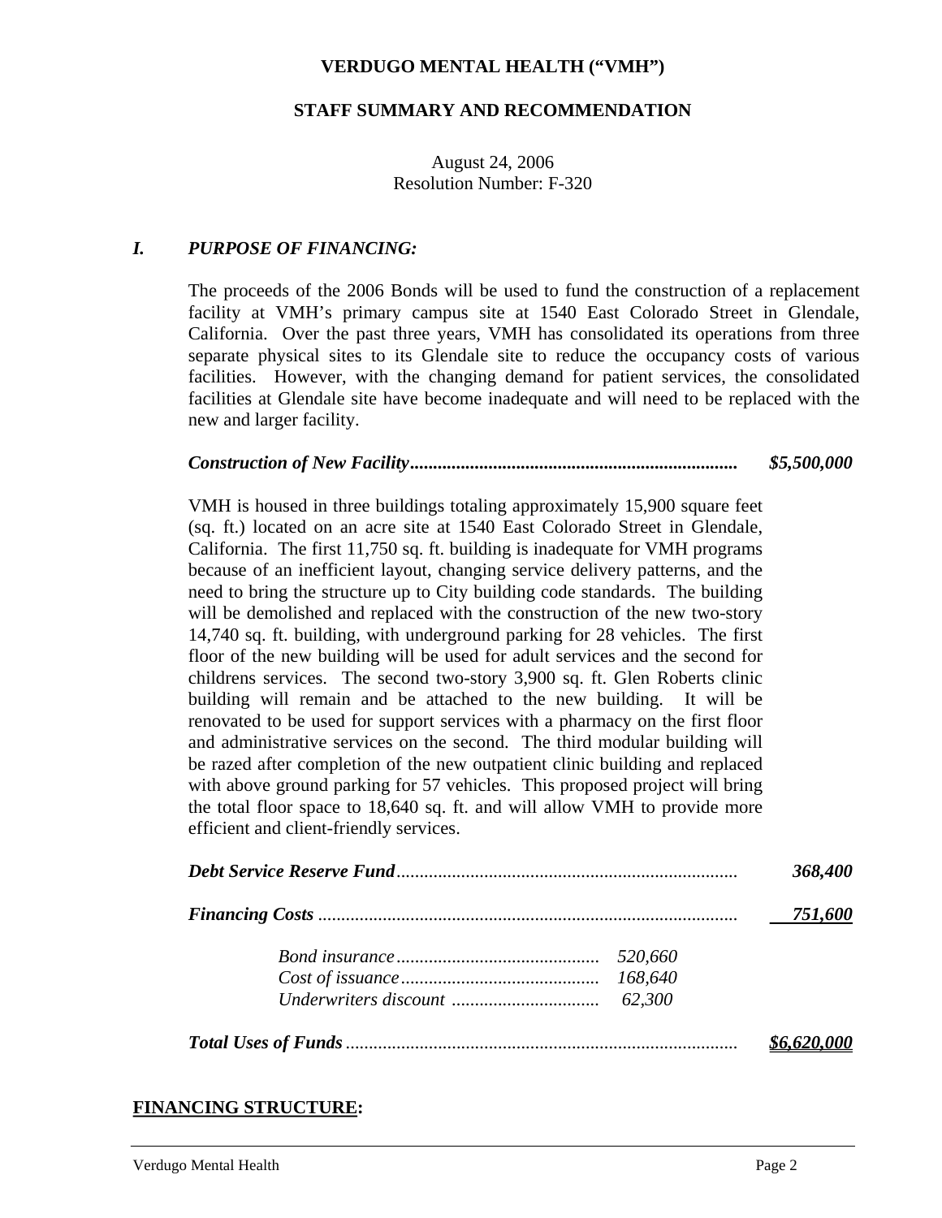**VERDUGO MENTAL HEALTH ("VMH")**

**STAFF SUMMARY AND RECOMMENDATION**

August 24, 2006
Resolution Number: F-320

## *I. PURPOSE OF FINANCING:*

The proceeds of the 2006 Bonds will be used to fund the construction of a replacement facility at VMH's primary campus site at 1540 East Colorado Street in Glendale, California. Over the past three years, VMH has consolidated its operations from three separate physical sites to its Glendale site to reduce the occupancy costs of various facilities. However, with the changing demand for patient services, the consolidated facilities at Glendale site have become inadequate and will need to be replaced with the new and larger facility.

***Construction of New Facility*** ....................................................................... ***$5,500,000***

VMH is housed in three buildings totaling approximately 15,900 square feet (sq. ft.) located on an acre site at 1540 East Colorado Street in Glendale, California. The first 11,750 sq. ft. building is inadequate for VMH programs because of an inefficient layout, changing service delivery patterns, and the need to bring the structure up to City building code standards. The building will be demolished and replaced with the construction of the new two-story 14,740 sq. ft. building, with underground parking for 28 vehicles. The first floor of the new building will be used for adult services and the second for childrens services. The second two-story 3,900 sq. ft. Glen Roberts clinic building will remain and be attached to the new building. It will be renovated to be used for support services with a pharmacy on the first floor and administrative services on the second. The third modular building will be razed after completion of the new outpatient clinic building and replaced with above ground parking for 57 vehicles. This proposed project will bring the total floor space to 18,640 sq. ft. and will allow VMH to provide more efficient and client-friendly services.

***Debt Service Reserve Fund*** ........................................................................... ***368,400***

***Financing Costs*** ........................................................................................... ***751,600***

*Bond insurance* ........................................... *520,660*
*Cost of issuance* .......................................... *168,640*
*Underwriters discount* ............................... *62,300*

***Total Uses of Funds*** ..................................................................................... ***$6,620,000***

**FINANCING STRUCTURE:**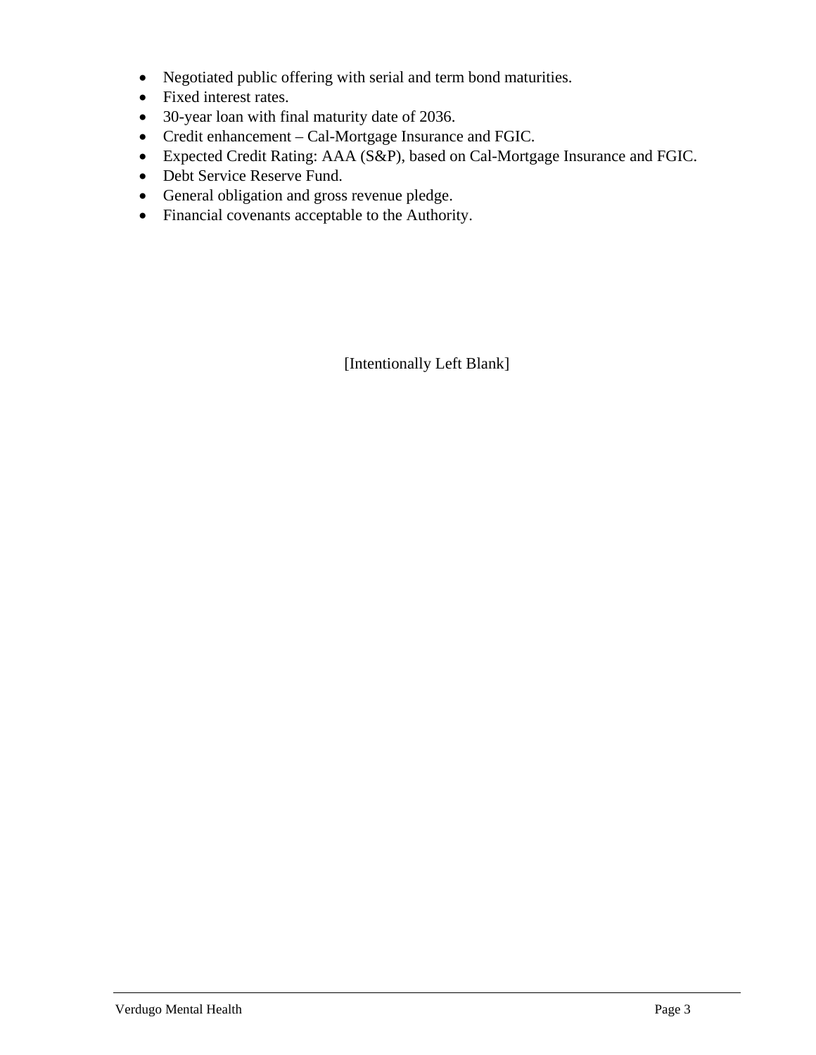- Negotiated public offering with serial and term bond maturities.
- Fixed interest rates.
- 30-year loan with final maturity date of 2036.
- Credit enhancement – Cal-Mortgage Insurance and FGIC.
- Expected Credit Rating: AAA (S&P), based on Cal-Mortgage Insurance and FGIC.
- Debt Service Reserve Fund.
- General obligation and gross revenue pledge.
- Financial covenants acceptable to the Authority.

[Intentionally Left Blank]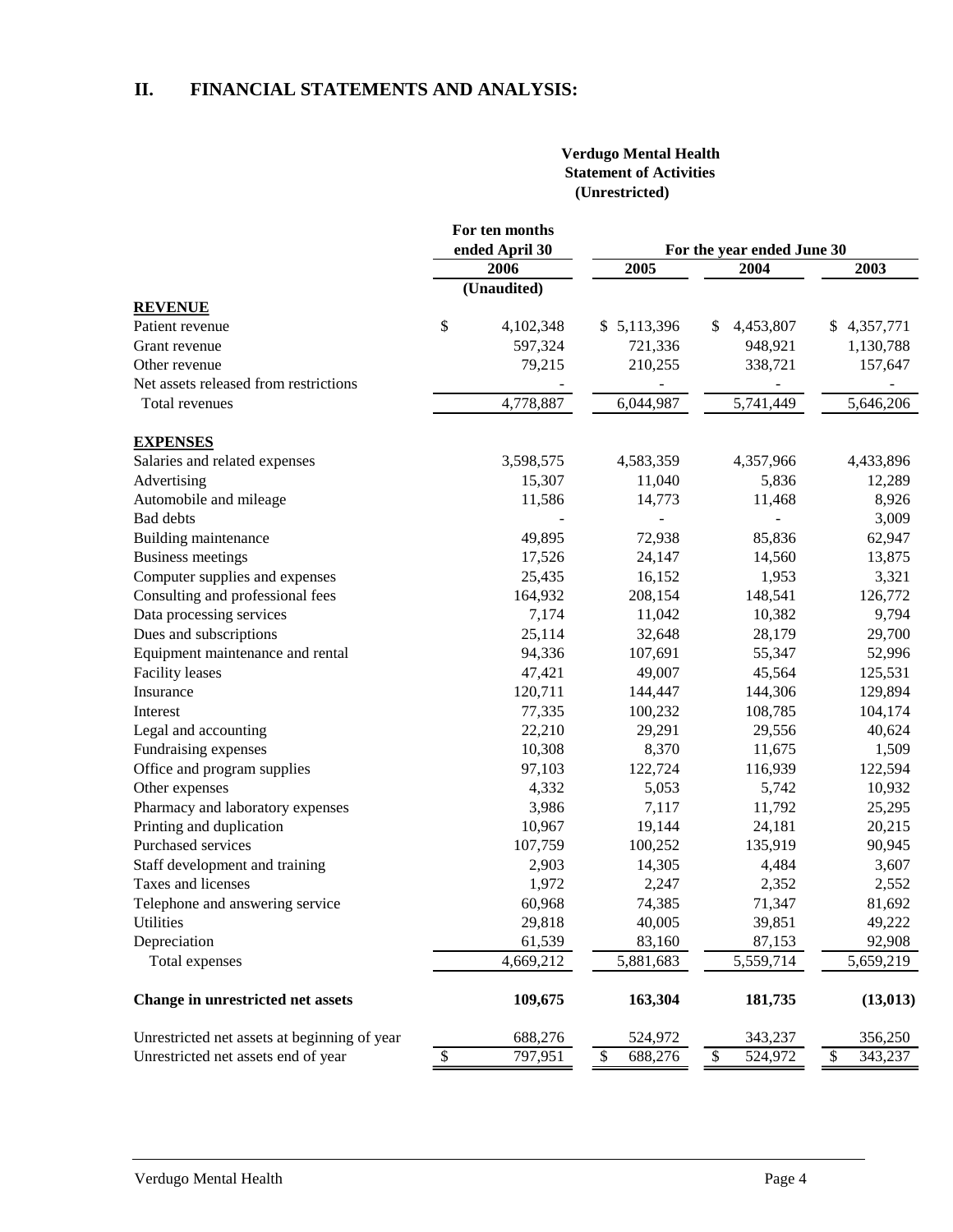## II. FINANCIAL STATEMENTS AND ANALYSIS:

**Verdugo Mental Health**
**Statement of Activities**
**(Unrestricted)**

| | For ten months ended April 30 | For the year ended June 30 | | |
|---|---|---|---|---|
| | 2006 | 2005 | 2004 | 2003 |
| | (Unaudited) | | | |
| **REVENUE** | | | | |
| Patient revenue | $ 4,102,348 | $ 5,113,396 | $ 4,453,807 | $ 4,357,771 |
| Grant revenue | 597,324 | 721,336 | 948,921 | 1,130,788 |
| Other revenue | 79,215 | 210,255 | 338,721 | 157,647 |
| Net assets released from restrictions | - | - | - | - |
| Total revenues | 4,778,887 | 6,044,987 | 5,741,449 | 5,646,206 |
| **EXPENSES** | | | | |
| Salaries and related expenses | 3,598,575 | 4,583,359 | 4,357,966 | 4,433,896 |
| Advertising | 15,307 | 11,040 | 5,836 | 12,289 |
| Automobile and mileage | 11,586 | 14,773 | 11,468 | 8,926 |
| Bad debts | - | - | - | 3,009 |
| Building maintenance | 49,895 | 72,938 | 85,836 | 62,947 |
| Business meetings | 17,526 | 24,147 | 14,560 | 13,875 |
| Computer supplies and expenses | 25,435 | 16,152 | 1,953 | 3,321 |
| Consulting and professional fees | 164,932 | 208,154 | 148,541 | 126,772 |
| Data processing services | 7,174 | 11,042 | 10,382 | 9,794 |
| Dues and subscriptions | 25,114 | 32,648 | 28,179 | 29,700 |
| Equipment maintenance and rental | 94,336 | 107,691 | 55,347 | 52,996 |
| Facility leases | 47,421 | 49,007 | 45,564 | 125,531 |
| Insurance | 120,711 | 144,447 | 144,306 | 129,894 |
| Interest | 77,335 | 100,232 | 108,785 | 104,174 |
| Legal and accounting | 22,210 | 29,291 | 29,556 | 40,624 |
| Fundraising expenses | 10,308 | 8,370 | 11,675 | 1,509 |
| Office and program supplies | 97,103 | 122,724 | 116,939 | 122,594 |
| Other expenses | 4,332 | 5,053 | 5,742 | 10,932 |
| Pharmacy and laboratory expenses | 3,986 | 7,117 | 11,792 | 25,295 |
| Printing and duplication | 10,967 | 19,144 | 24,181 | 20,215 |
| Purchased services | 107,759 | 100,252 | 135,919 | 90,945 |
| Staff development and training | 2,903 | 14,305 | 4,484 | 3,607 |
| Taxes and licenses | 1,972 | 2,247 | 2,352 | 2,552 |
| Telephone and answering service | 60,968 | 74,385 | 71,347 | 81,692 |
| Utilities | 29,818 | 40,005 | 39,851 | 49,222 |
| Depreciation | 61,539 | 83,160 | 87,153 | 92,908 |
| Total expenses | 4,669,212 | 5,881,683 | 5,559,714 | 5,659,219 |
| **Change in unrestricted net assets** | **109,675** | **163,304** | **181,735** | **(13,013)** |
| Unrestricted net assets at beginning of year | 688,276 | 524,972 | 343,237 | 356,250 |
| Unrestricted net assets end of year | $ 797,951 | $ 688,276 | $ 524,972 | $ 343,237 |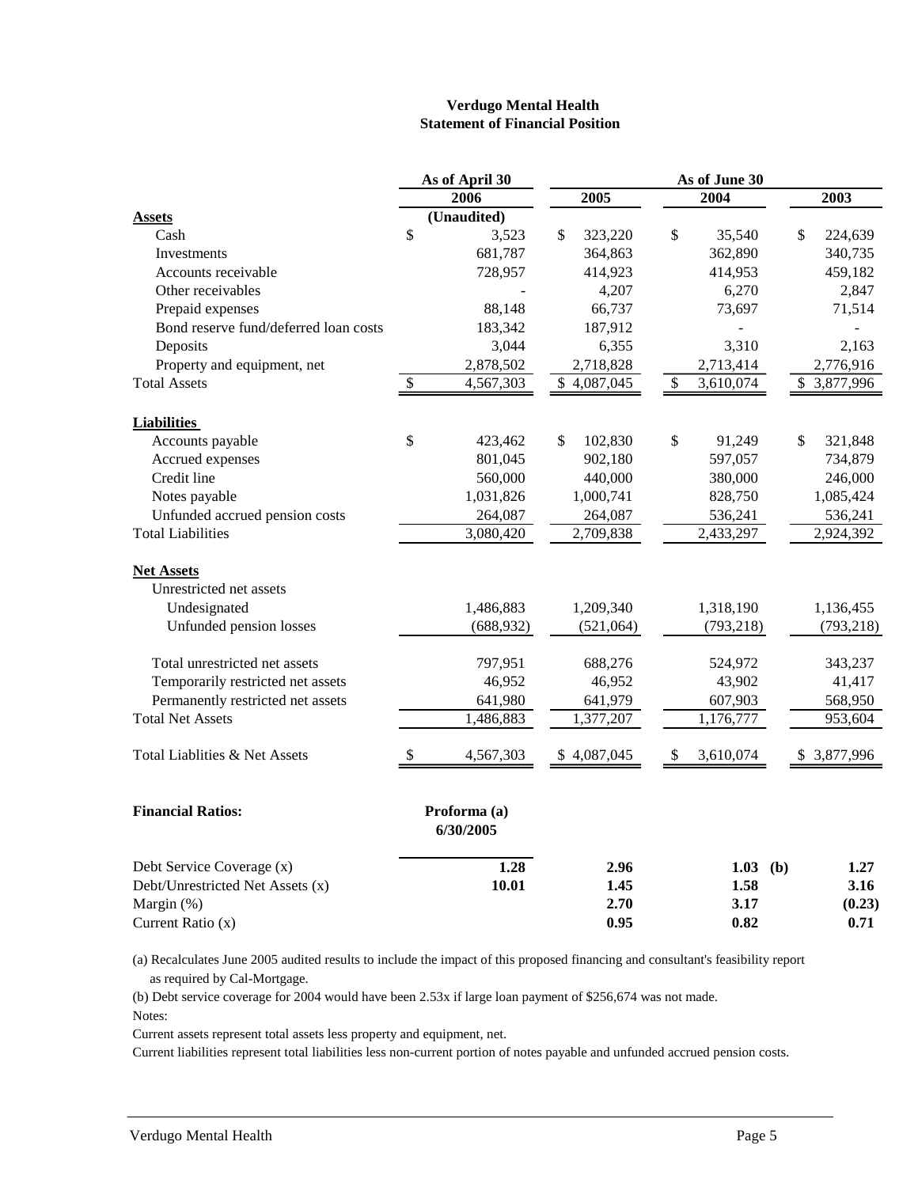**Verdugo Mental Health**
**Statement of Financial Position**

| | As of April 30 | As of June 30 | | |
|---|---|---|---|---|
| | **2006** | **2005** | **2004** | **2003** |
| **Assets** | **(Unaudited)** | | | |
| Cash | $ 3,523 | $ 323,220 | $ 35,540 | $ 224,639 |
| Investments | 681,787 | 364,863 | 362,890 | 340,735 |
| Accounts receivable | 728,957 | 414,923 | 414,953 | 459,182 |
| Other receivables | - | 4,207 | 6,270 | 2,847 |
| Prepaid expenses | 88,148 | 66,737 | 73,697 | 71,514 |
| Bond reserve fund/deferred loan costs | 183,342 | 187,912 | - | - |
| Deposits | 3,044 | 6,355 | 3,310 | 2,163 |
| Property and equipment, net | 2,878,502 | 2,718,828 | 2,713,414 | 2,776,916 |
| Total Assets | $ 4,567,303 | $ 4,087,045 | $ 3,610,074 | $ 3,877,996 |
| **Liabilities** | | | | |
| Accounts payable | $ 423,462 | $ 102,830 | $ 91,249 | $ 321,848 |
| Accrued expenses | 801,045 | 902,180 | 597,057 | 734,879 |
| Credit line | 560,000 | 440,000 | 380,000 | 246,000 |
| Notes payable | 1,031,826 | 1,000,741 | 828,750 | 1,085,424 |
| Unfunded accrued pension costs | 264,087 | 264,087 | 536,241 | 536,241 |
| Total Liabilities | 3,080,420 | 2,709,838 | 2,433,297 | 2,924,392 |
| **Net Assets** | | | | |
| Unrestricted net assets | | | | |
| Undesignated | 1,486,883 | 1,209,340 | 1,318,190 | 1,136,455 |
| Unfunded pension losses | (688,932) | (521,064) | (793,218) | (793,218) |
| Total unrestricted net assets | 797,951 | 688,276 | 524,972 | 343,237 |
| Temporarily restricted net assets | 46,952 | 46,952 | 43,902 | 41,417 |
| Permanently restricted net assets | 641,980 | 641,979 | 607,903 | 568,950 |
| Total Net Assets | 1,486,883 | 1,377,207 | 1,176,777 | 953,604 |
| Total Liablities & Net Assets | $ 4,567,303 | $ 4,087,045 | $ 3,610,074 | $ 3,877,996 |
| **Financial Ratios:** | **Proforma (a) 6/30/2005** | | | |
| Debt Service Coverage (x) | **1.28** | **2.96** | **1.03 (b)** | **1.27** |
| Debt/Unrestricted Net Assets (x) | **10.01** | **1.45** | **1.58** | **3.16** |
| Margin (%) | | **2.70** | **3.17** | **(0.23)** |
| Current Ratio (x) | | **0.95** | **0.82** | **0.71** |

(a) Recalculates June 2005 audited results to include the impact of this proposed financing and consultant's feasibility report as required by Cal-Mortgage.

(b) Debt service coverage for 2004 would have been 2.53x if large loan payment of $256,674 was not made.

Notes:

Current assets represent total assets less property and equipment, net.

Current liabilities represent total liabilities less non-current portion of notes payable and unfunded accrued pension costs.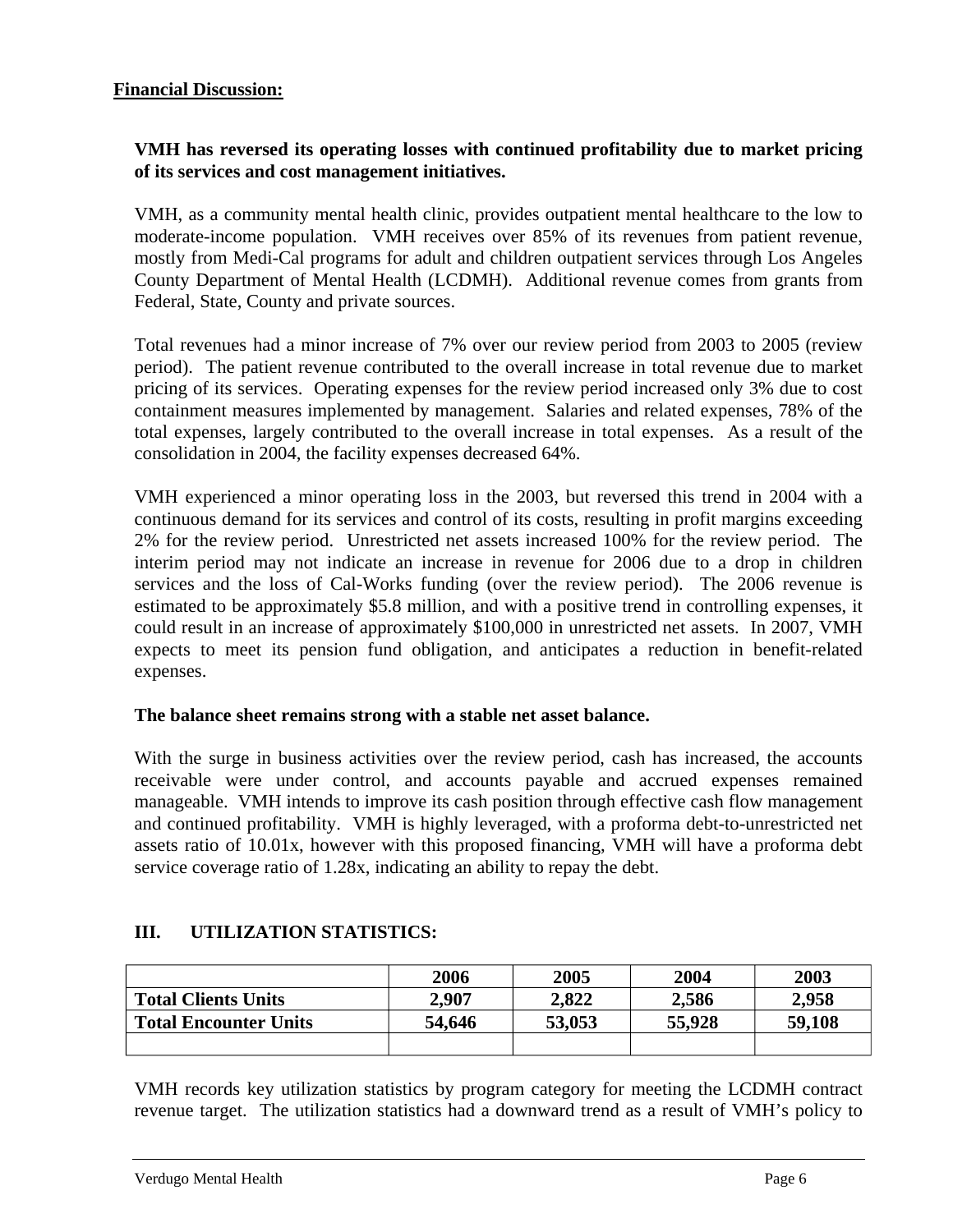**Financial Discussion:**

**VMH has reversed its operating losses with continued profitability due to market pricing of its services and cost management initiatives.**

VMH, as a community mental health clinic, provides outpatient mental healthcare to the low to moderate-income population. VMH receives over 85% of its revenues from patient revenue, mostly from Medi-Cal programs for adult and children outpatient services through Los Angeles County Department of Mental Health (LCDMH). Additional revenue comes from grants from Federal, State, County and private sources.

Total revenues had a minor increase of 7% over our review period from 2003 to 2005 (review period). The patient revenue contributed to the overall increase in total revenue due to market pricing of its services. Operating expenses for the review period increased only 3% due to cost containment measures implemented by management. Salaries and related expenses, 78% of the total expenses, largely contributed to the overall increase in total expenses. As a result of the consolidation in 2004, the facility expenses decreased 64%.

VMH experienced a minor operating loss in the 2003, but reversed this trend in 2004 with a continuous demand for its services and control of its costs, resulting in profit margins exceeding 2% for the review period. Unrestricted net assets increased 100% for the review period. The interim period may not indicate an increase in revenue for 2006 due to a drop in children services and the loss of Cal-Works funding (over the review period). The 2006 revenue is estimated to be approximately $5.8 million, and with a positive trend in controlling expenses, it could result in an increase of approximately $100,000 in unrestricted net assets. In 2007, VMH expects to meet its pension fund obligation, and anticipates a reduction in benefit-related expenses.

**The balance sheet remains strong with a stable net asset balance.**

With the surge in business activities over the review period, cash has increased, the accounts receivable were under control, and accounts payable and accrued expenses remained manageable. VMH intends to improve its cash position through effective cash flow management and continued profitability. VMH is highly leveraged, with a proforma debt-to-unrestricted net assets ratio of 10.01x, however with this proposed financing, VMH will have a proforma debt service coverage ratio of 1.28x, indicating an ability to repay the debt.

## III. UTILIZATION STATISTICS:

| | 2006 | 2005 | 2004 | 2003 |
|---|---|---|---|---|
| **Total Clients Units** | **2,907** | **2,822** | **2,586** | **2,958** |
| **Total Encounter Units** | **54,646** | **53,053** | **55,928** | **59,108** |
| | | | | |

VMH records key utilization statistics by program category for meeting the LCDMH contract revenue target. The utilization statistics had a downward trend as a result of VMH's policy to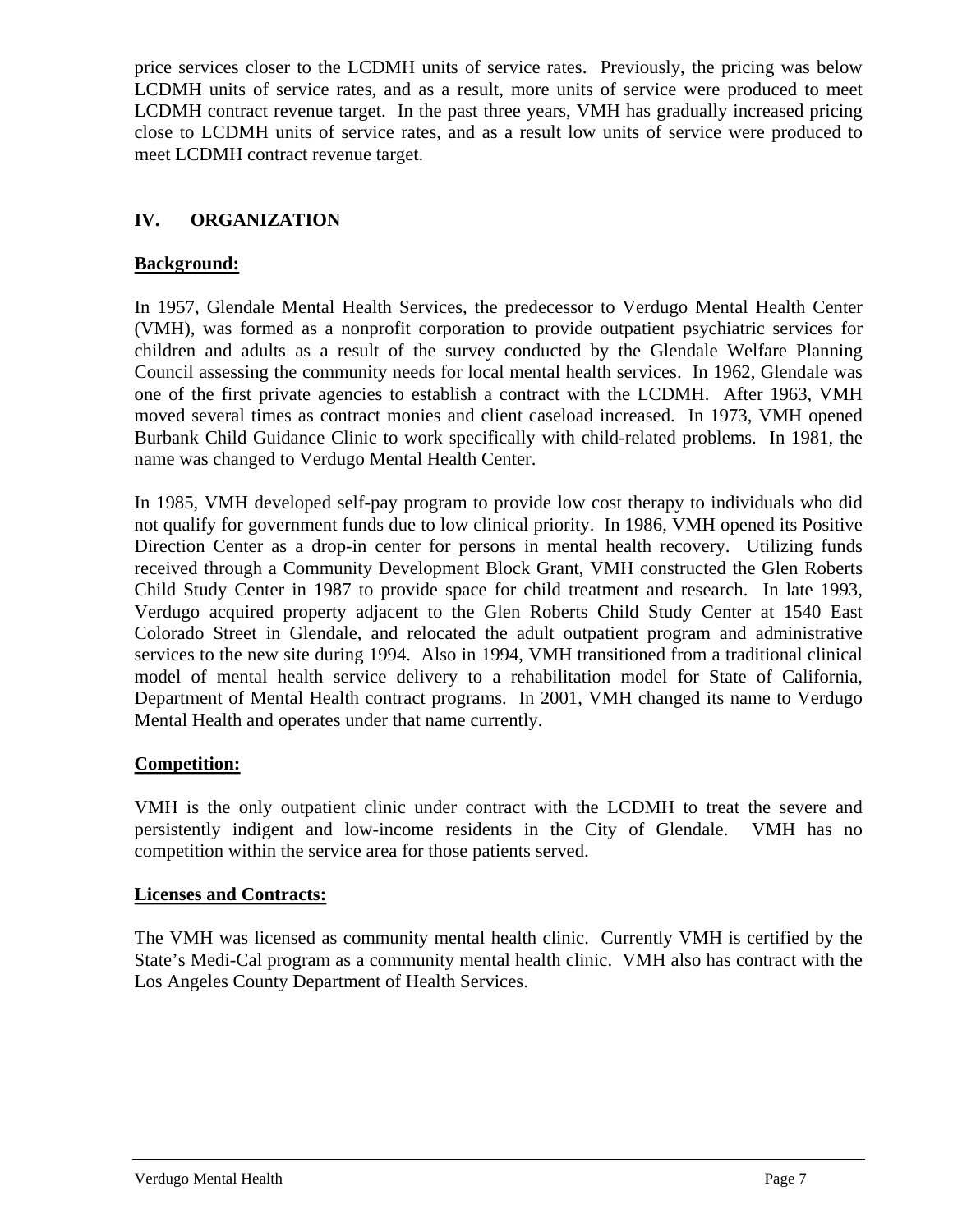price services closer to the LCDMH units of service rates. Previously, the pricing was below LCDMH units of service rates, and as a result, more units of service were produced to meet LCDMH contract revenue target. In the past three years, VMH has gradually increased pricing close to LCDMH units of service rates, and as a result low units of service were produced to meet LCDMH contract revenue target.

## IV. ORGANIZATION

**Background:**

In 1957, Glendale Mental Health Services, the predecessor to Verdugo Mental Health Center (VMH), was formed as a nonprofit corporation to provide outpatient psychiatric services for children and adults as a result of the survey conducted by the Glendale Welfare Planning Council assessing the community needs for local mental health services. In 1962, Glendale was one of the first private agencies to establish a contract with the LCDMH. After 1963, VMH moved several times as contract monies and client caseload increased. In 1973, VMH opened Burbank Child Guidance Clinic to work specifically with child-related problems. In 1981, the name was changed to Verdugo Mental Health Center.

In 1985, VMH developed self-pay program to provide low cost therapy to individuals who did not qualify for government funds due to low clinical priority. In 1986, VMH opened its Positive Direction Center as a drop-in center for persons in mental health recovery. Utilizing funds received through a Community Development Block Grant, VMH constructed the Glen Roberts Child Study Center in 1987 to provide space for child treatment and research. In late 1993, Verdugo acquired property adjacent to the Glen Roberts Child Study Center at 1540 East Colorado Street in Glendale, and relocated the adult outpatient program and administrative services to the new site during 1994. Also in 1994, VMH transitioned from a traditional clinical model of mental health service delivery to a rehabilitation model for State of California, Department of Mental Health contract programs. In 2001, VMH changed its name to Verdugo Mental Health and operates under that name currently.

**Competition:**

VMH is the only outpatient clinic under contract with the LCDMH to treat the severe and persistently indigent and low-income residents in the City of Glendale. VMH has no competition within the service area for those patients served.

**Licenses and Contracts:**

The VMH was licensed as community mental health clinic. Currently VMH is certified by the State's Medi-Cal program as a community mental health clinic. VMH also has contract with the Los Angeles County Department of Health Services.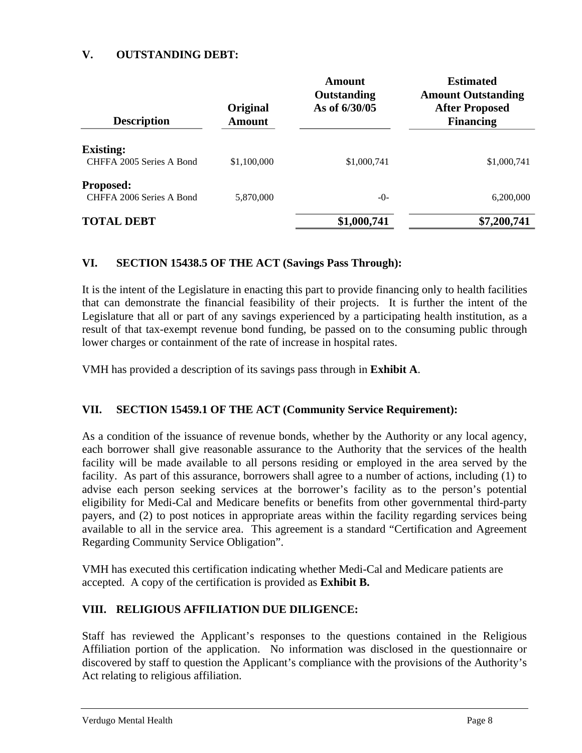## V. OUTSTANDING DEBT:

| Description | Original Amount | Amount Outstanding As of 6/30/05 | Estimated Amount Outstanding After Proposed Financing |
|---|---|---|---|
| **Existing:** | | | |
| CHFFA 2005 Series A Bond | $1,100,000 | $1,000,741 | $1,000,741 |
| **Proposed:** | | | |
| CHFFA 2006 Series A Bond | 5,870,000 | -0- | 6,200,000 |
| **TOTAL DEBT** | | **$1,000,741** | **$7,200,741** |

## VI. SECTION 15438.5 OF THE ACT (Savings Pass Through):

It is the intent of the Legislature in enacting this part to provide financing only to health facilities that can demonstrate the financial feasibility of their projects. It is further the intent of the Legislature that all or part of any savings experienced by a participating health institution, as a result of that tax-exempt revenue bond funding, be passed on to the consuming public through lower charges or containment of the rate of increase in hospital rates.

VMH has provided a description of its savings pass through in **Exhibit A**.

## VII. SECTION 15459.1 OF THE ACT (Community Service Requirement):

As a condition of the issuance of revenue bonds, whether by the Authority or any local agency, each borrower shall give reasonable assurance to the Authority that the services of the health facility will be made available to all persons residing or employed in the area served by the facility. As part of this assurance, borrowers shall agree to a number of actions, including (1) to advise each person seeking services at the borrower's facility as to the person's potential eligibility for Medi-Cal and Medicare benefits or benefits from other governmental third-party payers, and (2) to post notices in appropriate areas within the facility regarding services being available to all in the service area. This agreement is a standard "Certification and Agreement Regarding Community Service Obligation".

VMH has executed this certification indicating whether Medi-Cal and Medicare patients are accepted. A copy of the certification is provided as **Exhibit B.**

## VIII. RELIGIOUS AFFILIATION DUE DILIGENCE:

Staff has reviewed the Applicant's responses to the questions contained in the Religious Affiliation portion of the application. No information was disclosed in the questionnaire or discovered by staff to question the Applicant's compliance with the provisions of the Authority's Act relating to religious affiliation.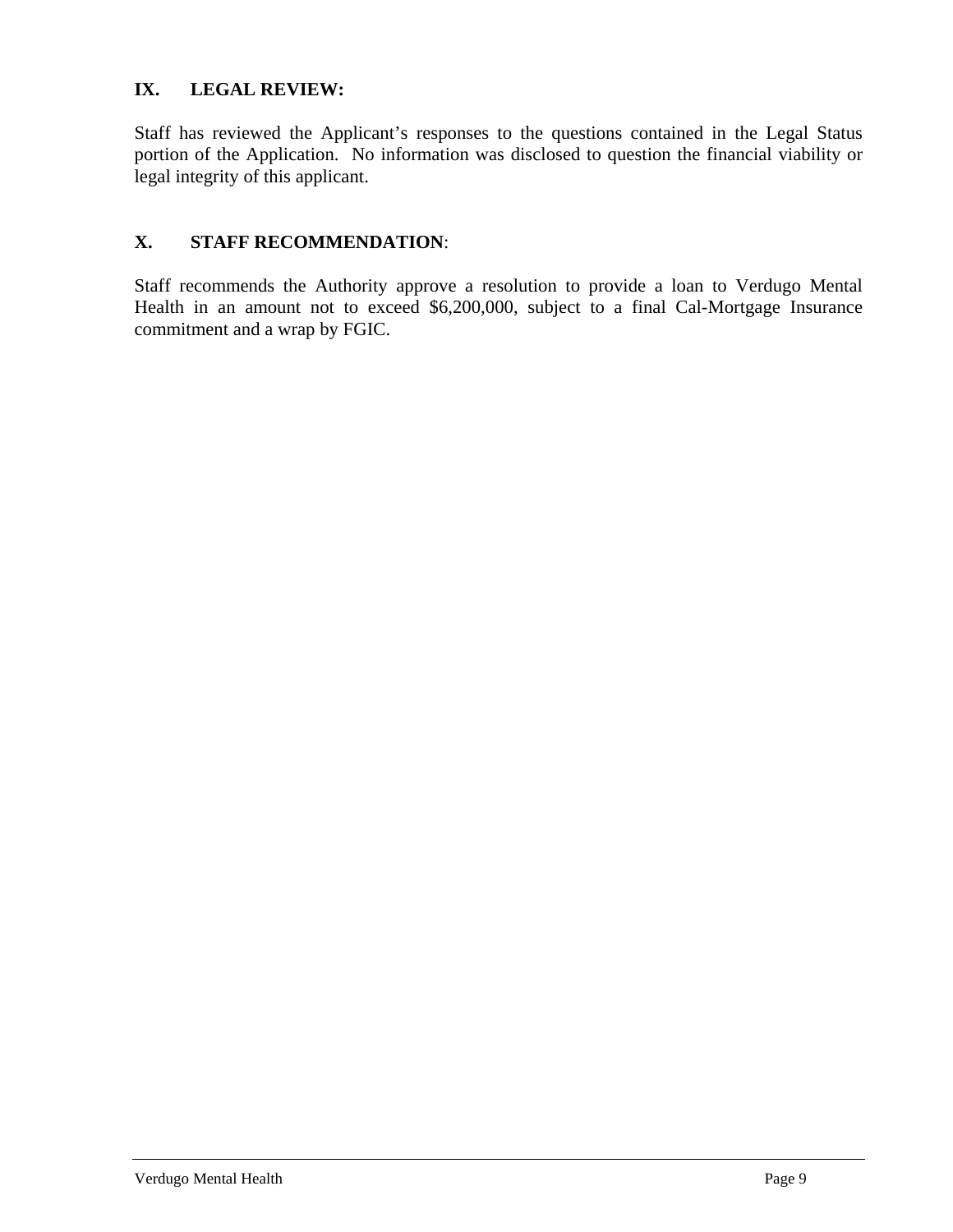## IX. LEGAL REVIEW:

Staff has reviewed the Applicant's responses to the questions contained in the Legal Status portion of the Application. No information was disclosed to question the financial viability or legal integrity of this applicant.

## X. STAFF RECOMMENDATION:

Staff recommends the Authority approve a resolution to provide a loan to Verdugo Mental Health in an amount not to exceed $6,200,000, subject to a final Cal-Mortgage Insurance commitment and a wrap by FGIC.